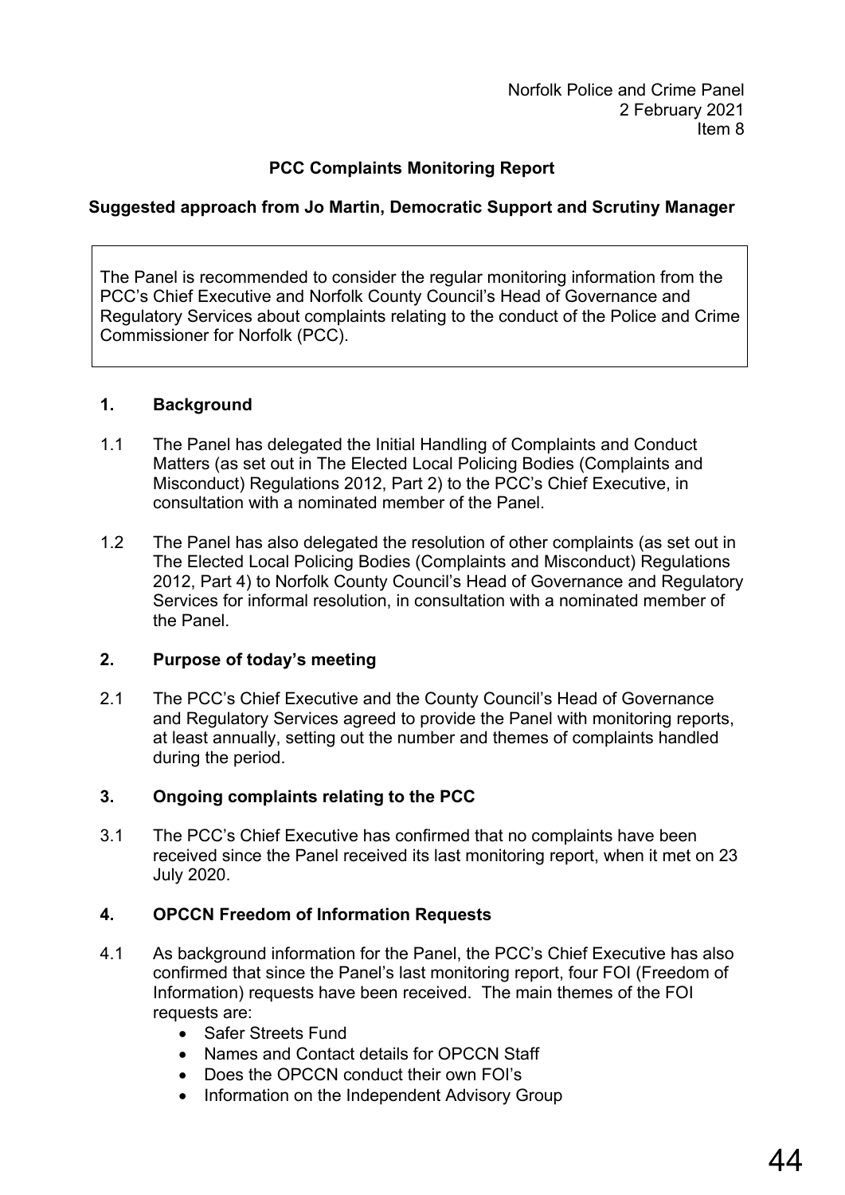Norfolk Police and Crime Panel
2 February 2021
Item 8

**PCC Complaints Monitoring Report**

**Suggested approach from Jo Martin, Democratic Support and Scrutiny Manager**

The Panel is recommended to consider the regular monitoring information from the PCC's Chief Executive and Norfolk County Council's Head of Governance and Regulatory Services about complaints relating to the conduct of the Police and Crime Commissioner for Norfolk (PCC).

## 1. Background

1.1 The Panel has delegated the Initial Handling of Complaints and Conduct Matters (as set out in The Elected Local Policing Bodies (Complaints and Misconduct) Regulations 2012, Part 2) to the PCC's Chief Executive, in consultation with a nominated member of the Panel.

1.2 The Panel has also delegated the resolution of other complaints (as set out in The Elected Local Policing Bodies (Complaints and Misconduct) Regulations 2012, Part 4) to Norfolk County Council's Head of Governance and Regulatory Services for informal resolution, in consultation with a nominated member of the Panel.

## 2. Purpose of today's meeting

2.1 The PCC's Chief Executive and the County Council's Head of Governance and Regulatory Services agreed to provide the Panel with monitoring reports, at least annually, setting out the number and themes of complaints handled during the period.

## 3. Ongoing complaints relating to the PCC

3.1 The PCC's Chief Executive has confirmed that no complaints have been received since the Panel received its last monitoring report, when it met on 23 July 2020.

## 4. OPCCN Freedom of Information Requests

4.1 As background information for the Panel, the PCC's Chief Executive has also confirmed that since the Panel's last monitoring report, four FOI (Freedom of Information) requests have been received. The main themes of the FOI requests are:

- Safer Streets Fund
- Names and Contact details for OPCCN Staff
- Does the OPCCN conduct their own FOI's
- Information on the Independent Advisory Group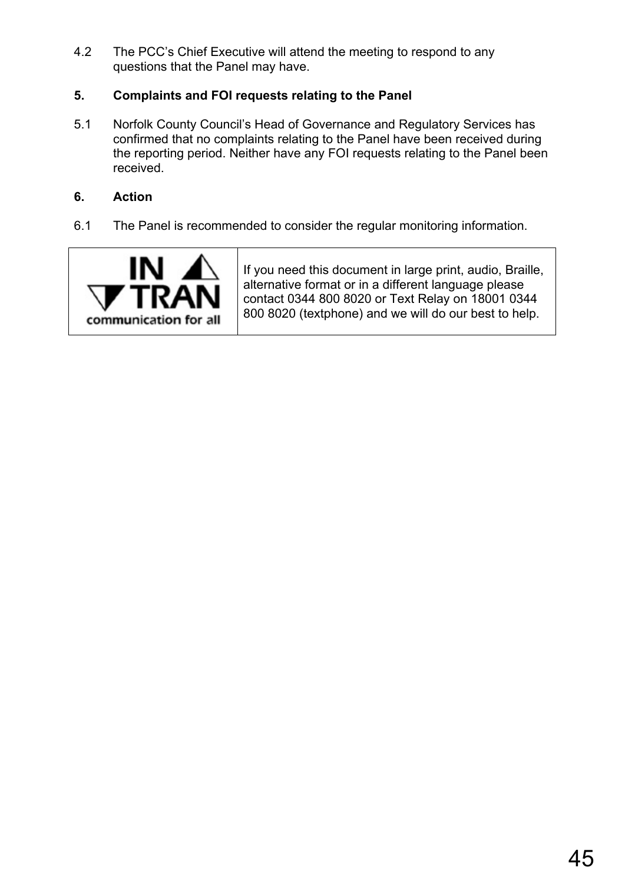4.2 The PCC's Chief Executive will attend the meeting to respond to any questions that the Panel may have.

## 5. Complaints and FOI requests relating to the Panel

5.1 Norfolk County Council's Head of Governance and Regulatory Services has confirmed that no complaints relating to the Panel have been received during the reporting period. Neither have any FOI requests relating to the Panel been received.

## 6. Action

6.1 The Panel is recommended to consider the regular monitoring information.

| | |
|---|---|
| IN TRAN communication for all | If you need this document in large print, audio, Braille, alternative format or in a different language please contact 0344 800 8020 or Text Relay on 18001 0344 800 8020 (textphone) and we will do our best to help. |